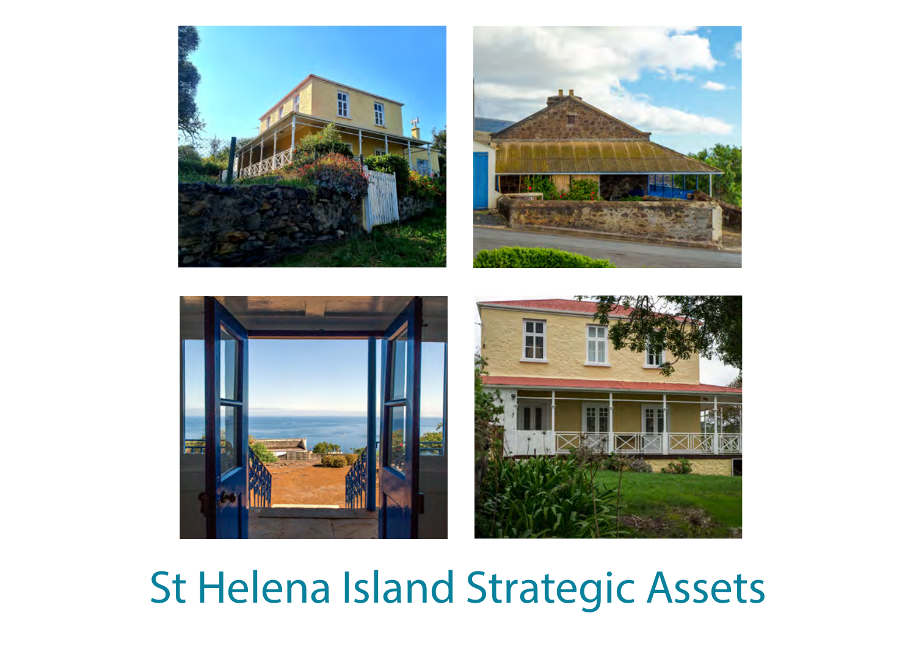# St Helena Island Strategic Assets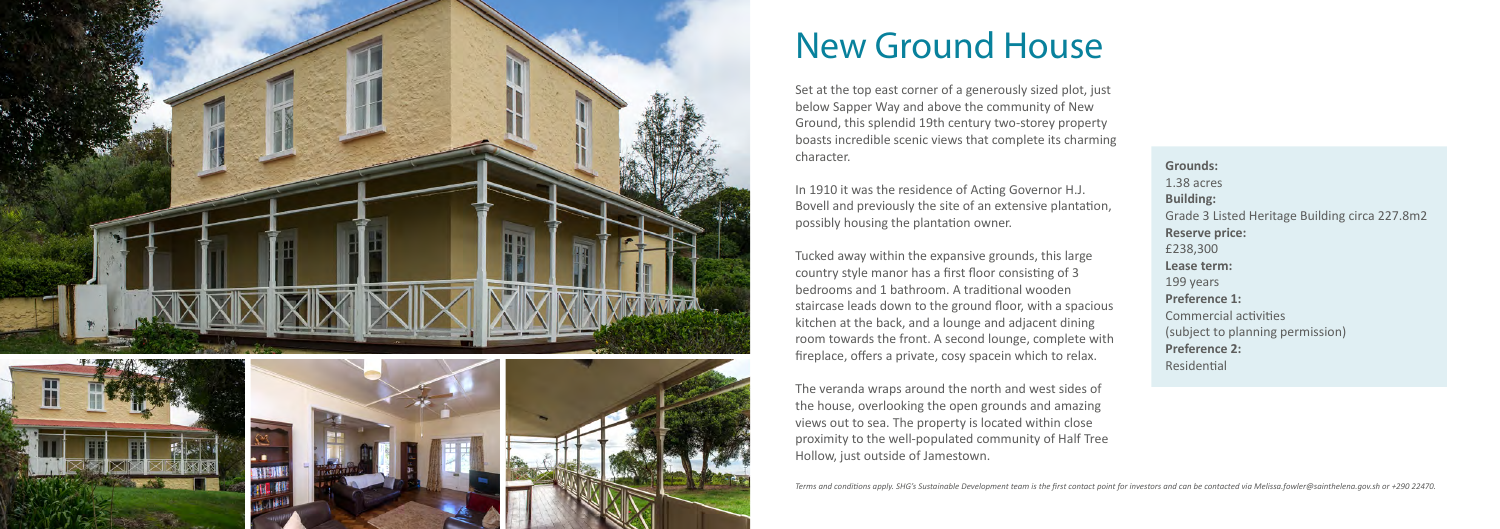# New Ground House

Set at the top east corner of a generously sized plot, just below Sapper Way and above the community of New Ground, this splendid 19th century two-storey property boasts incredible scenic views that complete its charming character.

In 1910 it was the residence of Acting Governor H.J. Bovell and previously the site of an extensive plantation, possibly housing the plantation owner.

Tucked away within the expansive grounds, this large country style manor has a first floor consisting of 3 bedrooms and 1 bathroom. A traditional wooden staircase leads down to the ground floor, with a spacious kitchen at the back, and a lounge and adjacent dining room towards the front. A second lounge, complete with fireplace, offers a private, cosy spacein which to relax.

The veranda wraps around the north and west sides of the house, overlooking the open grounds and amazing views out to sea. The property is located within close proximity to the well-populated community of Half Tree Hollow, just outside of Jamestown.

**Grounds:**
1.38 acres
**Building:**
Grade 3 Listed Heritage Building circa 227.8m2
**Reserve price:**
£238,300
**Lease term:**
199 years
**Preference 1:**
Commercial activities
(subject to planning permission)
**Preference 2:**
Residential

*Terms and conditions apply. SHG's Sustainable Development team is the first contact point for investors and can be contacted via Melissa.fowler@sainthelena.gov.sh or +290 22470.*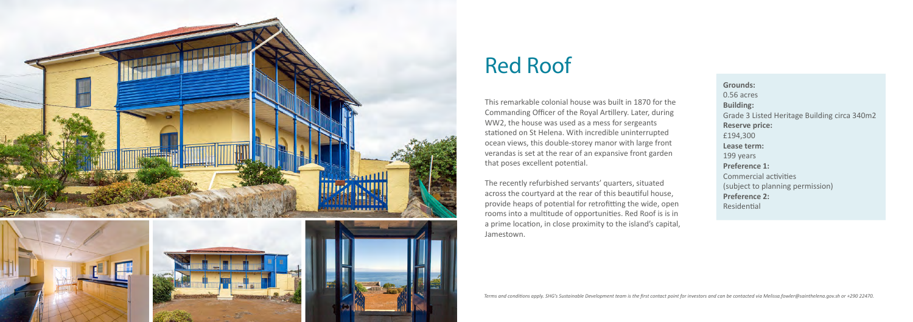# Red Roof

This remarkable colonial house was built in 1870 for the Commanding Officer of the Royal Artillery. Later, during WW2, the house was used as a mess for sergeants stationed on St Helena. With incredible uninterrupted ocean views, this double-storey manor with large front verandas is set at the rear of an expansive front garden that poses excellent potential.

The recently refurbished servants' quarters, situated across the courtyard at the rear of this beautiful house, provide heaps of potential for retrofitting the wide, open rooms into a multitude of opportunities. Red Roof is is in a prime location, in close proximity to the island's capital, Jamestown.

**Grounds:**
0.56 acres
**Building:**
Grade 3 Listed Heritage Building circa 340m2
**Reserve price:**
£194,300
**Lease term:**
199 years
**Preference 1:**
Commercial activities
(subject to planning permission)
**Preference 2:**
Residential

*Terms and conditions apply. SHG's Sustainable Development team is the first contact point for investors and can be contacted via Melissa.fowler@sainthelena.gov.sh or +290 22470.*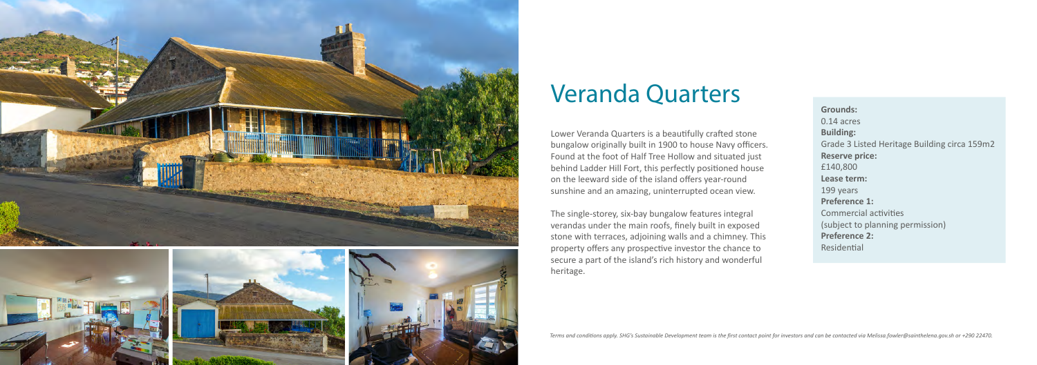# Veranda Quarters

Lower Veranda Quarters is a beautifully crafted stone bungalow originally built in 1900 to house Navy officers. Found at the foot of Half Tree Hollow and situated just behind Ladder Hill Fort, this perfectly positioned house on the leeward side of the island offers year-round sunshine and an amazing, uninterrupted ocean view.

The single-storey, six-bay bungalow features integral verandas under the main roofs, finely built in exposed stone with terraces, adjoining walls and a chimney. This property offers any prospective investor the chance to secure a part of the island's rich history and wonderful heritage.

**Grounds:**
0.14 acres
**Building:**
Grade 3 Listed Heritage Building circa 159m2
**Reserve price:**
£140,800
**Lease term:**
199 years
**Preference 1:**
Commercial activities
(subject to planning permission)
**Preference 2:**
Residential

*Terms and conditions apply. SHG's Sustainable Development team is the first contact point for investors and can be contacted via Melissa.fowler@sainthelena.gov.sh or +290 22470.*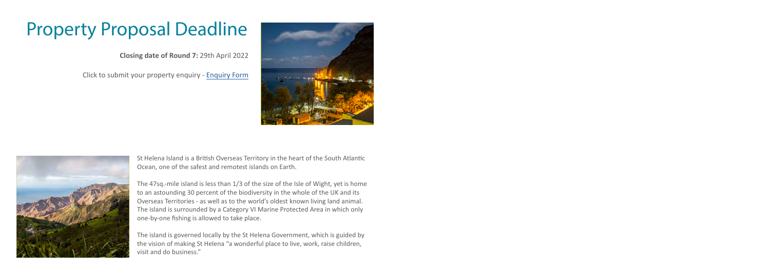# Property Proposal Deadline

**Closing date of Round 7:** 29th April 2022

Click to submit your property enquiry - Enquiry Form

St Helena Island is a British Overseas Territory in the heart of the South Atlantic Ocean, one of the safest and remotest islands on Earth.

The 47sq.-mile island is less than 1/3 of the size of the Isle of Wight, yet is home to an astounding 30 percent of the biodiversity in the whole of the UK and its Overseas Territories - as well as to the world's oldest known living land animal. The island is surrounded by a Category VI Marine Protected Area in which only one-by-one fishing is allowed to take place.

The island is governed locally by the St Helena Government, which is guided by the vision of making St Helena "a wonderful place to live, work, raise children, visit and do business."